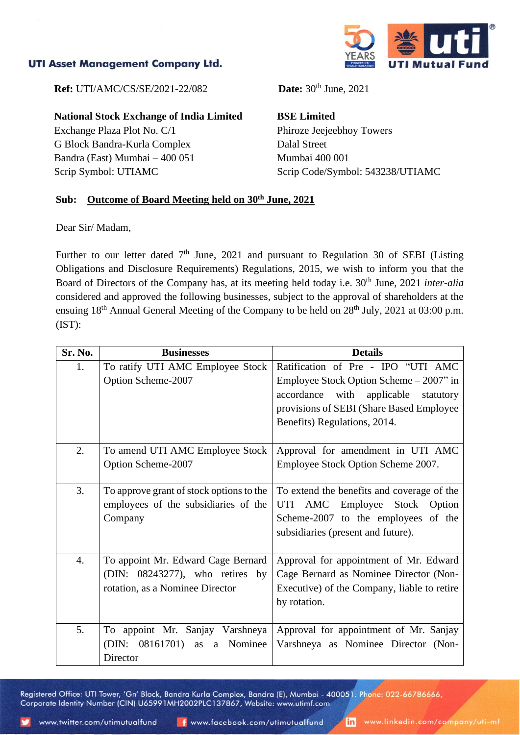**UTI Asset Management Company Ltd.**

**Ref:** UTI/AMC/CS/SE/2021-22/082

**Date:** 30th June, 2021

**National Stock Exchange of India Limited**
Exchange Plaza Plot No. C/1
G Block Bandra-Kurla Complex
Bandra (East) Mumbai – 400 051
Scrip Symbol: UTIAMC

**BSE Limited**
Phiroze Jeejeebhoy Towers
Dalal Street
Mumbai 400 001
Scrip Code/Symbol: 543238/UTIAMC

**Sub: Outcome of Board Meeting held on 30th June, 2021**

Dear Sir/ Madam,

Further to our letter dated 7th June, 2021 and pursuant to Regulation 30 of SEBI (Listing Obligations and Disclosure Requirements) Regulations, 2015, we wish to inform you that the Board of Directors of the Company has, at its meeting held today i.e. 30th June, 2021 *inter-alia* considered and approved the following businesses, subject to the approval of shareholders at the ensuing 18th Annual General Meeting of the Company to be held on 28th July, 2021 at 03:00 p.m. (IST):

| Sr. No. | Businesses | Details |
|---|---|---|
| 1. | To ratify UTI AMC Employee Stock Option Scheme-2007 | Ratification of Pre - IPO "UTI AMC Employee Stock Option Scheme – 2007" in accordance with applicable statutory provisions of SEBI (Share Based Employee Benefits) Regulations, 2014. |
| 2. | To amend UTI AMC Employee Stock Option Scheme-2007 | Approval for amendment in UTI AMC Employee Stock Option Scheme 2007. |
| 3. | To approve grant of stock options to the employees of the subsidiaries of the Company | To extend the benefits and coverage of the UTI AMC Employee Stock Option Scheme-2007 to the employees of the subsidiaries (present and future). |
| 4. | To appoint Mr. Edward Cage Bernard (DIN: 08243277), who retires by rotation, as a Nominee Director | Approval for appointment of Mr. Edward Cage Bernard as Nominee Director (Non-Executive) of the Company, liable to retire by rotation. |
| 5. | To appoint Mr. Sanjay Varshneya (DIN: 08161701) as a Nominee Director | Approval for appointment of Mr. Sanjay Varshneya as Nominee Director (Non- |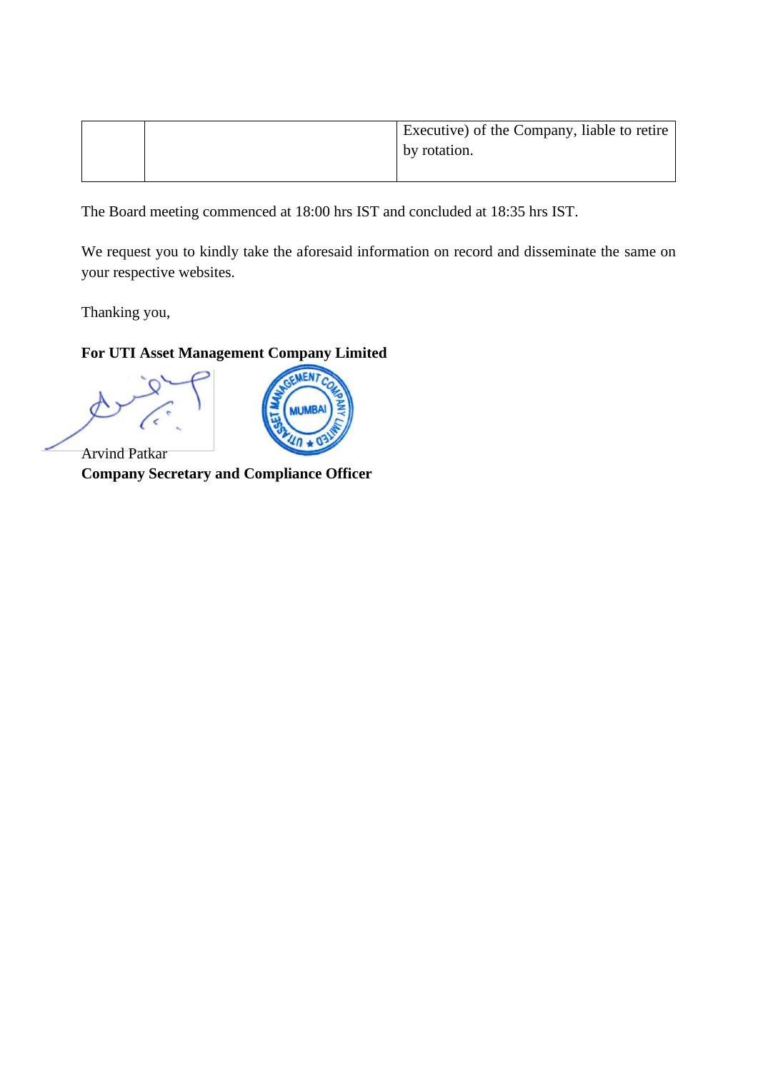| | | |
|---|---|---|
| | | Executive) of the Company, liable to retire by rotation. |

The Board meeting commenced at 18:00 hrs IST and concluded at 18:35 hrs IST.

We request you to kindly take the aforesaid information on record and disseminate the same on your respective websites.

Thanking you,

**For UTI Asset Management Company Limited**

Arvind Patkar
**Company Secretary and Compliance Officer**